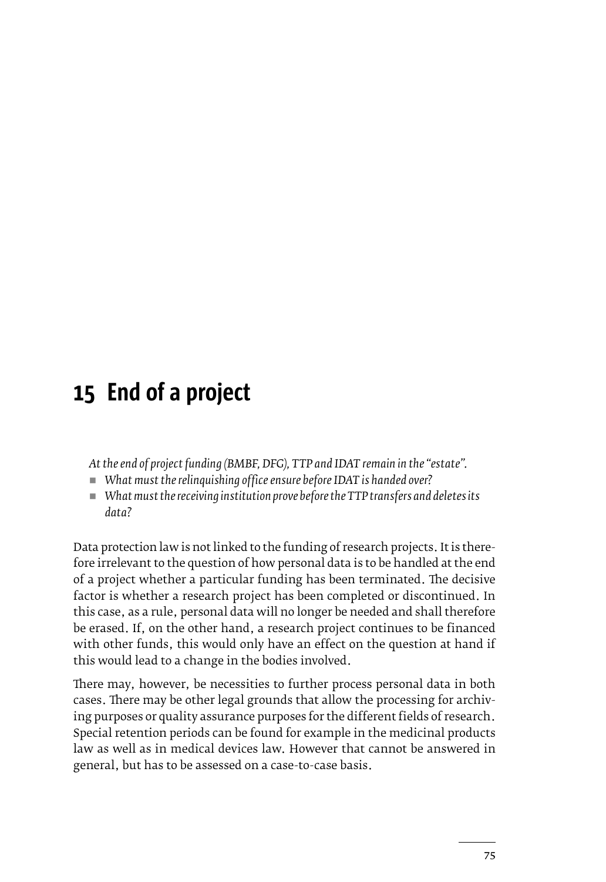# 15 End of a project

*At the end of project funding (BMBF, DFG), TTP and IDAT remain in the "estate".*

- *What must the relinquishing office ensure before IDAT is handed over?*
- *What must the receiving institution prove before the TTP transfers and deletes its data?*

Data protection law is not linked to the funding of research projects. It is therefore irrelevant to the question of how personal data is to be handled at the end of a project whether a particular funding has been terminated. The decisive factor is whether a research project has been completed or discontinued. In this case, as a rule, personal data will no longer be needed and shall therefore be erased. If, on the other hand, a research project continues to be financed with other funds, this would only have an effect on the question at hand if this would lead to a change in the bodies involved.

There may, however, be necessities to further process personal data in both cases. There may be other legal grounds that allow the processing for archiving purposes or quality assurance purposes for the different fields of research. Special retention periods can be found for example in the medicinal products law as well as in medical devices law. However that cannot be answered in general, but has to be assessed on a case-to-case basis.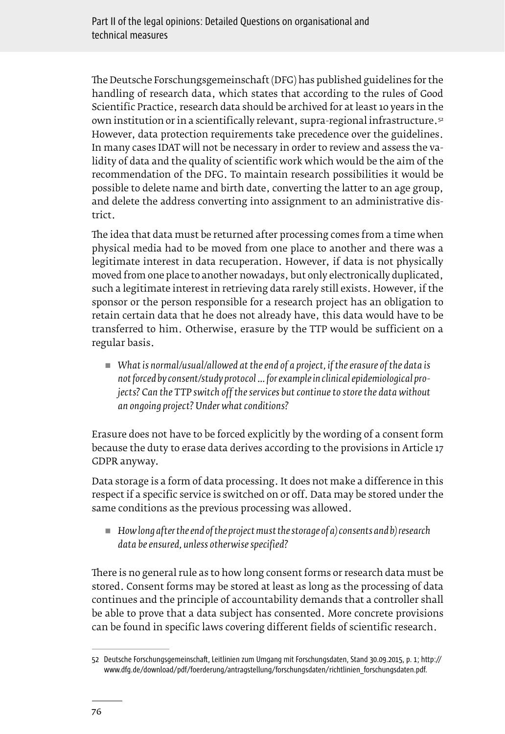The Deutsche Forschungsgemeinschaft (DFG) has published guidelines for the handling of research data, which states that according to the rules of Good Scientific Practice, research data should be archived for at least 10 years in the own institution or in a scientifically relevant, supra-regional infrastructure.[52] However, data protection requirements take precedence over the guidelines. In many cases IDAT will not be necessary in order to review and assess the validity of data and the quality of scientific work which would be the aim of the recommendation of the DFG. To maintain research possibilities it would be possible to delete name and birth date, converting the latter to an age group, and delete the address converting into assignment to an administrative district.

The idea that data must be returned after processing comes from a time when physical media had to be moved from one place to another and there was a legitimate interest in data recuperation. However, if data is not physically moved from one place to another nowadays, but only electronically duplicated, such a legitimate interest in retrieving data rarely still exists. However, if the sponsor or the person responsible for a research project has an obligation to retain certain data that he does not already have, this data would have to be transferred to him. Otherwise, erasure by the TTP would be sufficient on a regular basis.

- *What is normal/usual/allowed at the end of a project, if the erasure of the data is not forced by consent/study protocol ... for example in clinical epidemiological projects? Can the TTP switch off the services but continue to store the data without an ongoing project? Under what conditions?*

Erasure does not have to be forced explicitly by the wording of a consent form because the duty to erase data derives according to the provisions in Article 17 GDPR anyway.

Data storage is a form of data processing. It does not make a difference in this respect if a specific service is switched on or off. Data may be stored under the same conditions as the previous processing was allowed.

- *How long after the end of the project must the storage of a) consents and b) research data be ensured, unless otherwise specified?*

There is no general rule as to how long consent forms or research data must be stored. Consent forms may be stored at least as long as the processing of data continues and the principle of accountability demands that a controller shall be able to prove that a data subject has consented. More concrete provisions can be found in specific laws covering different fields of scientific research.

---

52 Deutsche Forschungsgemeinschaft, Leitlinien zum Umgang mit Forschungsdaten, Stand 30.09.2015, p. 1; http://www.dfg.de/download/pdf/foerderung/antragstellung/forschungsdaten/richtlinien_forschungsdaten.pdf.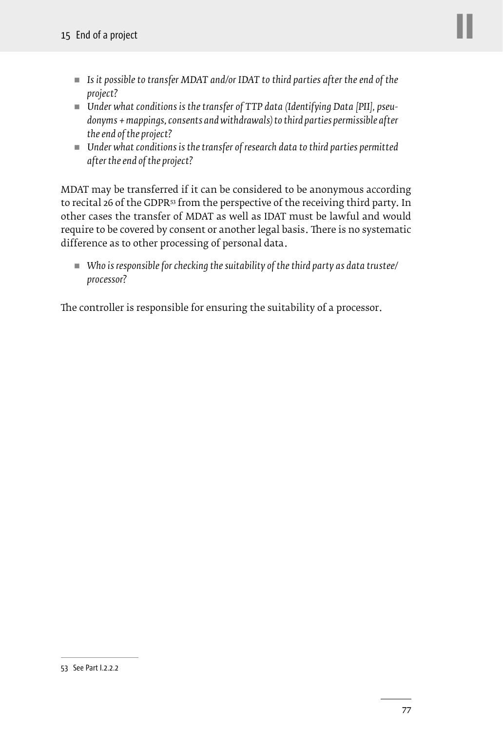- *Is it possible to transfer MDAT and/or IDAT to third parties after the end of the project?*
- *Under what conditions is the transfer of TTP data (Identifying Data [PII], pseudonyms + mappings, consents and withdrawals) to third parties permissible after the end of the project?*
- *Under what conditions is the transfer of research data to third parties permitted after the end of the project?*

MDAT may be transferred if it can be considered to be anonymous according to recital 26 of the GDPR[53] from the perspective of the receiving third party. In other cases the transfer of MDAT as well as IDAT must be lawful and would require to be covered by consent or another legal basis. There is no systematic difference as to other processing of personal data.

- *Who is responsible for checking the suitability of the third party as data trustee/ processor?*

The controller is responsible for ensuring the suitability of a processor.

53 See Part I.2.2.2